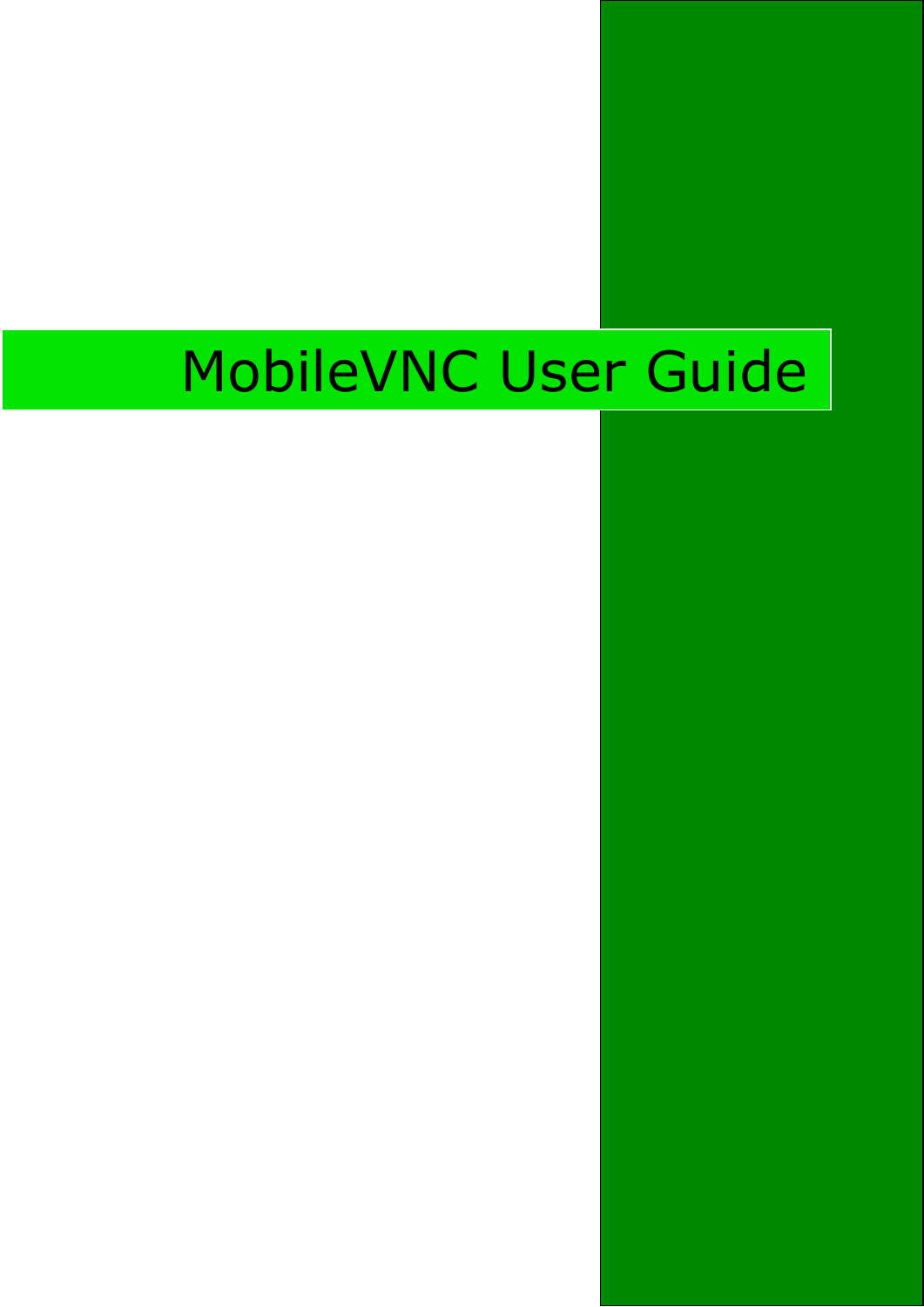# MobileVNC User Guide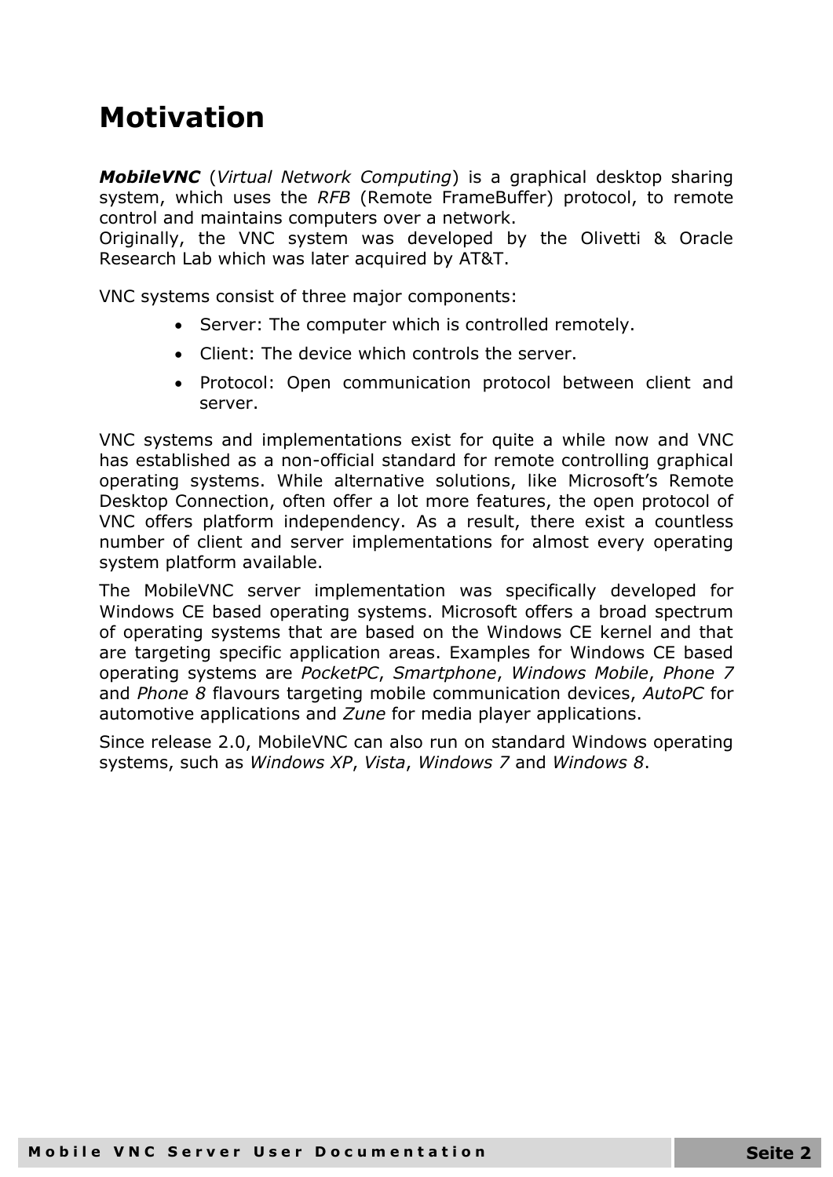# Motivation

***MobileVNC*** (*Virtual Network Computing*) is a graphical desktop sharing system, which uses the *RFB* (Remote FrameBuffer) protocol, to remote control and maintains computers over a network.
Originally, the VNC system was developed by the Olivetti & Oracle Research Lab which was later acquired by AT&T.

VNC systems consist of three major components:

- Server: The computer which is controlled remotely.
- Client: The device which controls the server.
- Protocol: Open communication protocol between client and server.

VNC systems and implementations exist for quite a while now and VNC has established as a non-official standard for remote controlling graphical operating systems. While alternative solutions, like Microsoft's Remote Desktop Connection, often offer a lot more features, the open protocol of VNC offers platform independency. As a result, there exist a countless number of client and server implementations for almost every operating system platform available.

The MobileVNC server implementation was specifically developed for Windows CE based operating systems. Microsoft offers a broad spectrum of operating systems that are based on the Windows CE kernel and that are targeting specific application areas. Examples for Windows CE based operating systems are *PocketPC*, *Smartphone*, *Windows Mobile*, *Phone 7* and *Phone 8* flavours targeting mobile communication devices, *AutoPC* for automotive applications and *Zune* for media player applications.

Since release 2.0, MobileVNC can also run on standard Windows operating systems, such as *Windows XP*, *Vista*, *Windows 7* and *Windows 8*.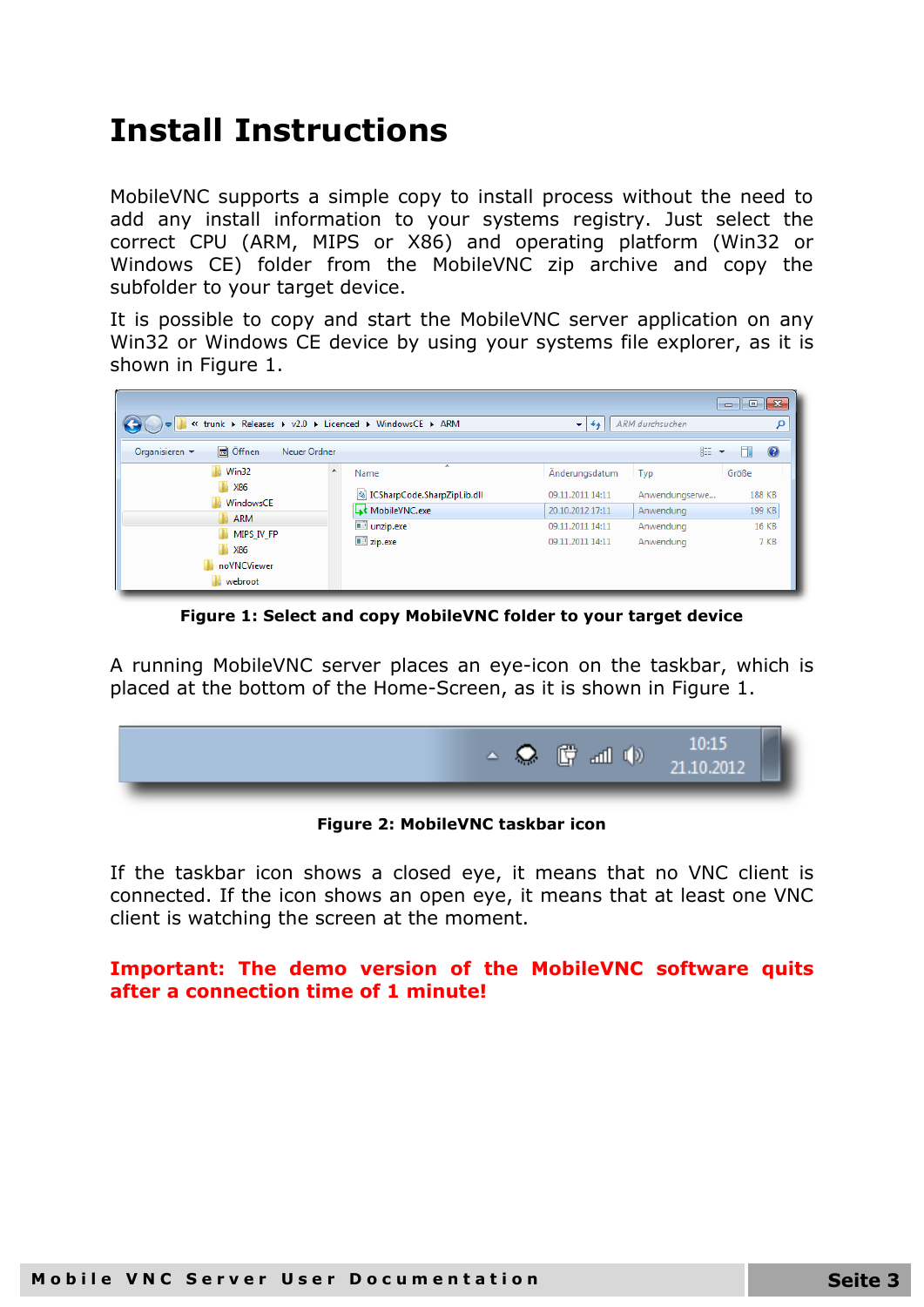# Install Instructions

MobileVNC supports a simple copy to install process without the need to add any install information to your systems registry. Just select the correct CPU (ARM, MIPS or X86) and operating platform (Win32 or Windows CE) folder from the MobileVNC zip archive and copy the subfolder to your target device.

It is possible to copy and start the MobileVNC server application on any Win32 or Windows CE device by using your systems file explorer, as it is shown in Figure 1.

**Figure 1: Select and copy MobileVNC folder to your target device**

A running MobileVNC server places an eye-icon on the taskbar, which is placed at the bottom of the Home-Screen, as it is shown in Figure 1.

**Figure 2: MobileVNC taskbar icon**

If the taskbar icon shows a closed eye, it means that no VNC client is connected. If the icon shows an open eye, it means that at least one VNC client is watching the screen at the moment.

**Important: The demo version of the MobileVNC software quits after a connection time of 1 minute!**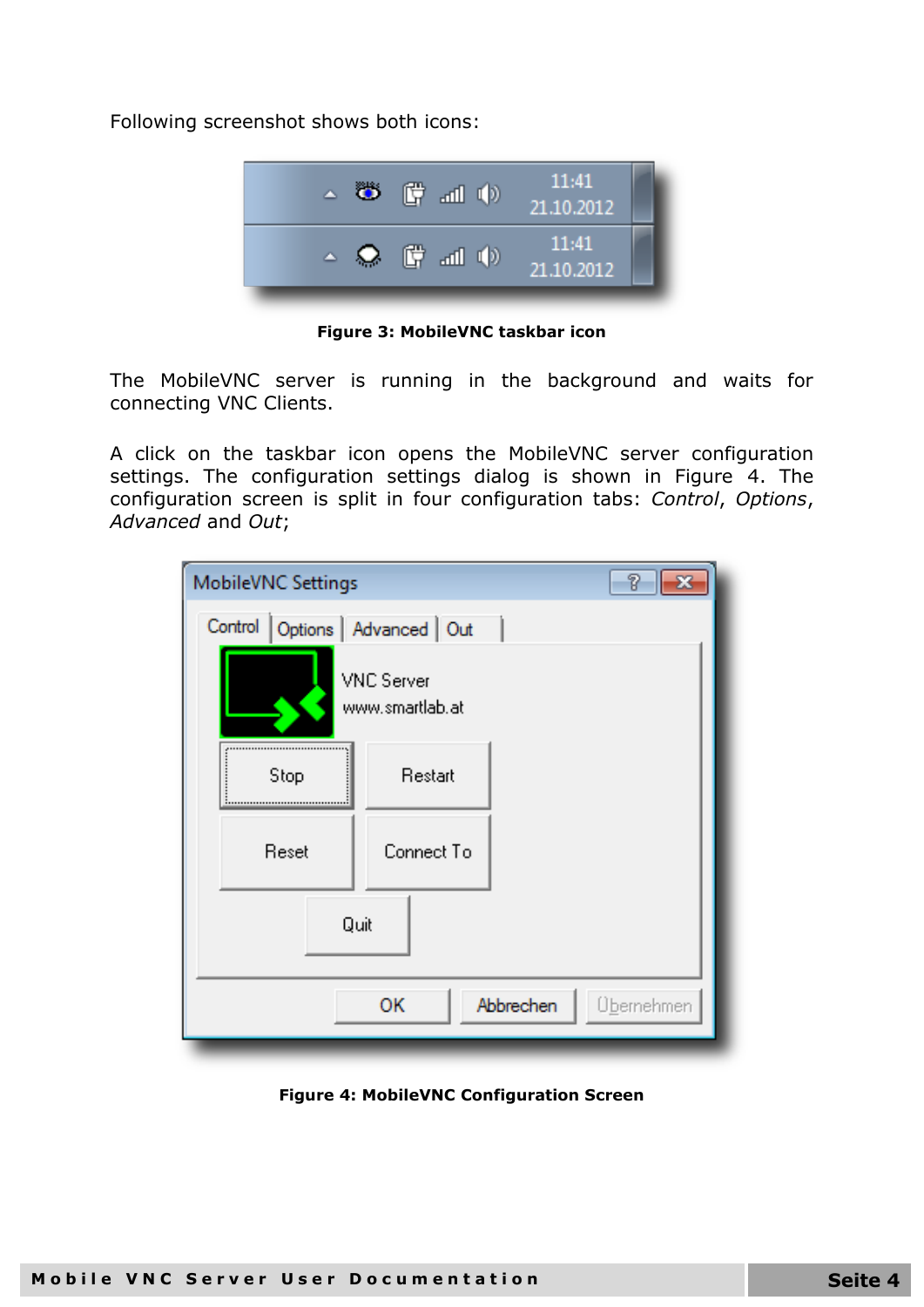Following screenshot shows both icons:

**Figure 3: MobileVNC taskbar icon**

The MobileVNC server is running in the background and waits for connecting VNC Clients.

A click on the taskbar icon opens the MobileVNC server configuration settings. The configuration settings dialog is shown in Figure 4. The configuration screen is split in four configuration tabs: *Control*, *Options*, *Advanced* and *Out*;

**Figure 4: MobileVNC Configuration Screen**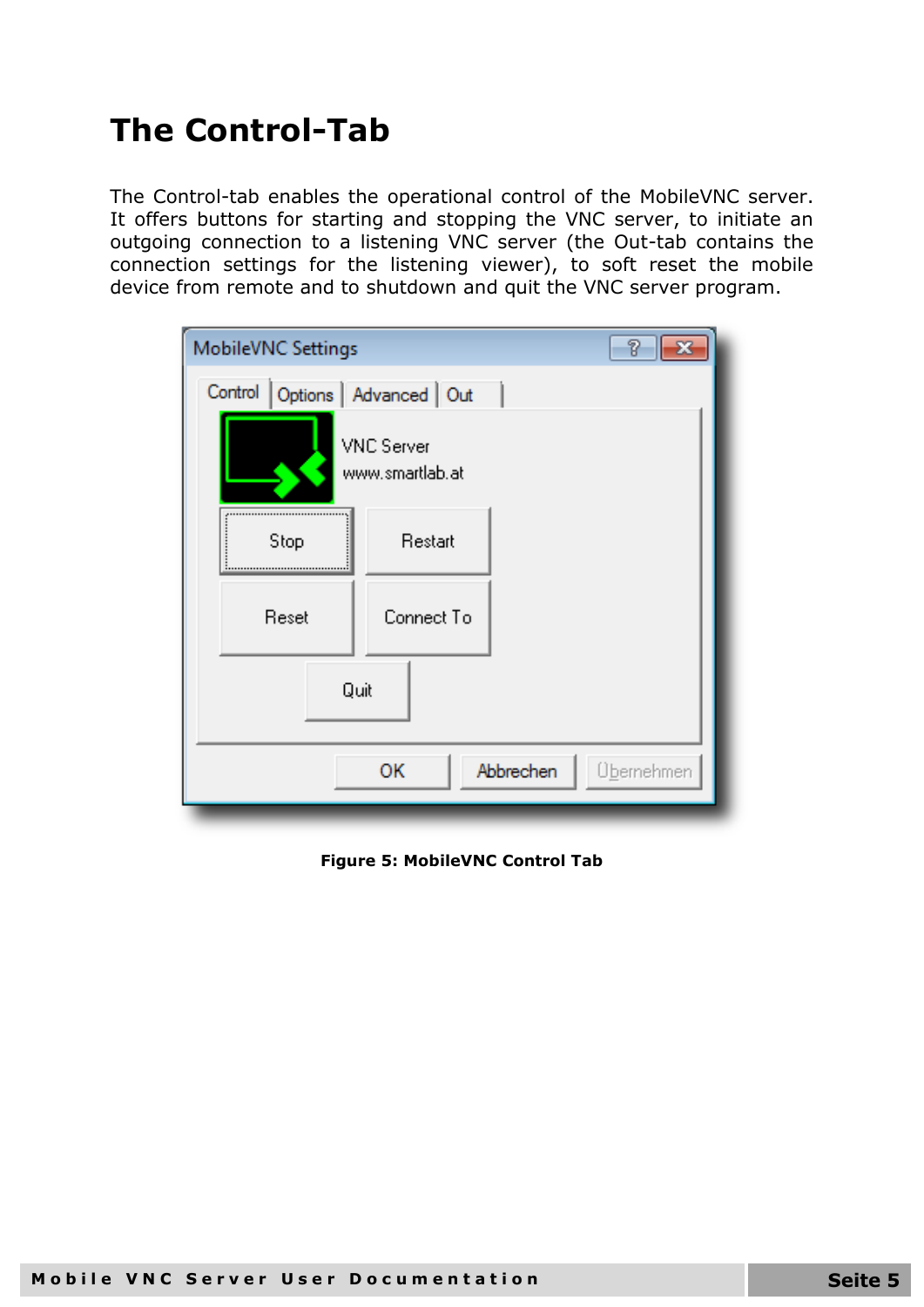# The Control-Tab

The Control-tab enables the operational control of the MobileVNC server. It offers buttons for starting and stopping the VNC server, to initiate an outgoing connection to a listening VNC server (the Out-tab contains the connection settings for the listening viewer), to soft reset the mobile device from remote and to shutdown and quit the VNC server program.

**Figure 5: MobileVNC Control Tab**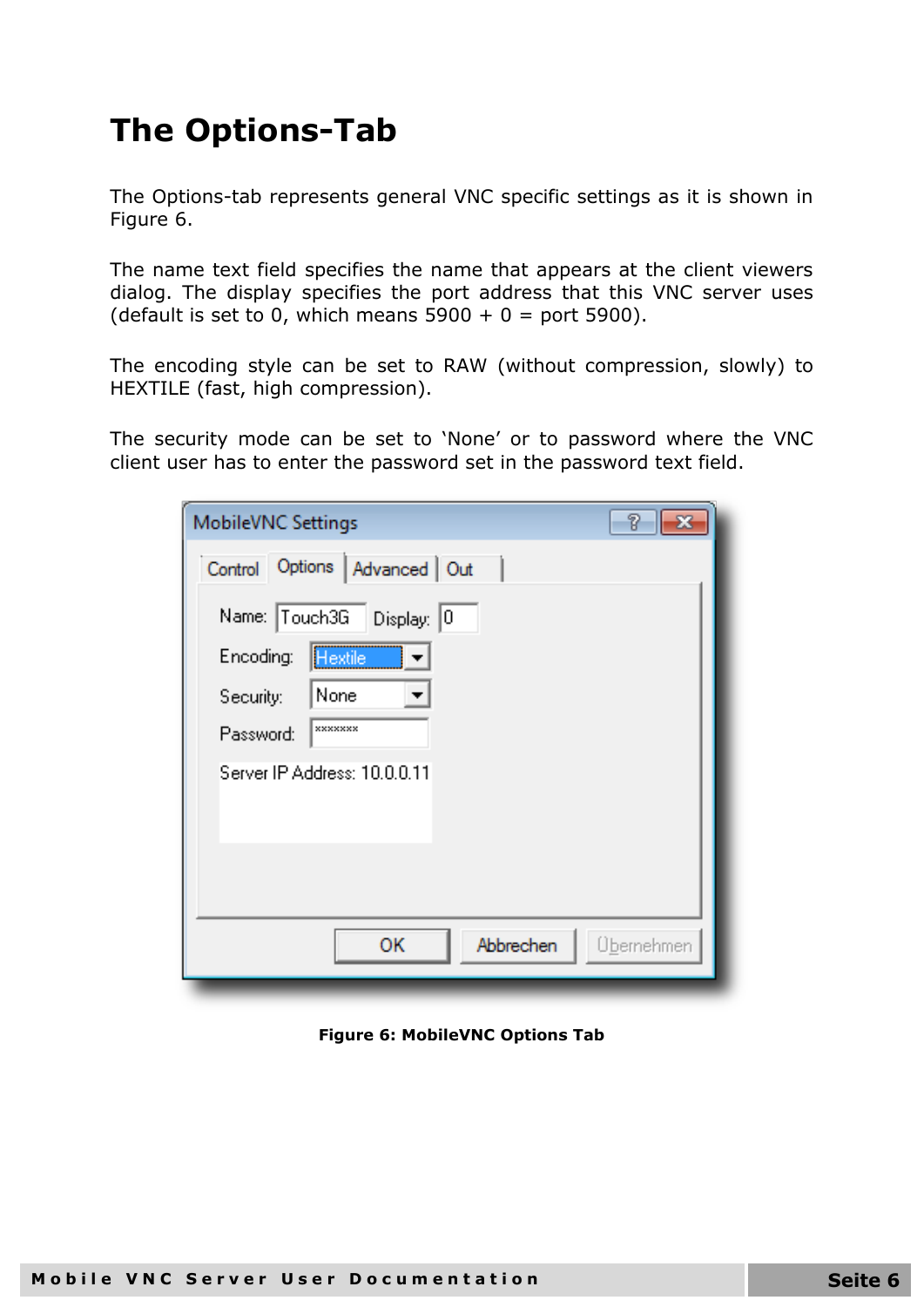# The Options-Tab

The Options-tab represents general VNC specific settings as it is shown in Figure 6.

The name text field specifies the name that appears at the client viewers dialog. The display specifies the port address that this VNC server uses (default is set to 0, which means 5900 + 0 = port 5900).

The encoding style can be set to RAW (without compression, slowly) to HEXTILE (fast, high compression).

The security mode can be set to 'None' or to password where the VNC client user has to enter the password set in the password text field.

**Figure 6: MobileVNC Options Tab**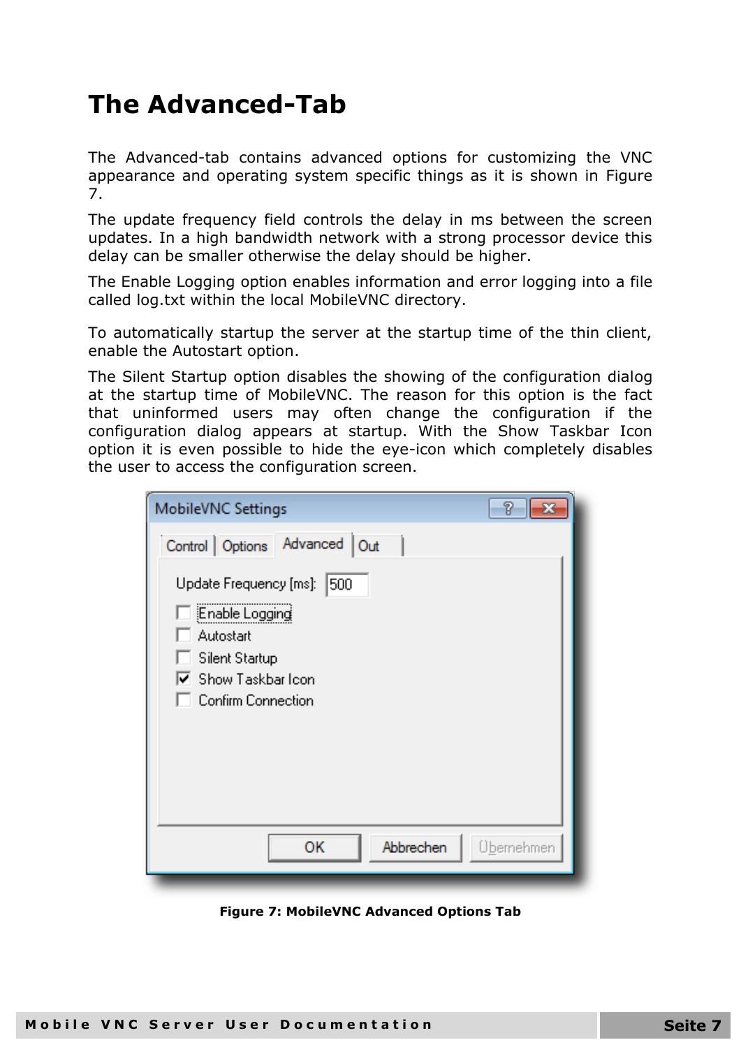# The Advanced-Tab

The Advanced-tab contains advanced options for customizing the VNC appearance and operating system specific things as it is shown in Figure 7.

The update frequency field controls the delay in ms between the screen updates. In a high bandwidth network with a strong processor device this delay can be smaller otherwise the delay should be higher.

The Enable Logging option enables information and error logging into a file called log.txt within the local MobileVNC directory.

To automatically startup the server at the startup time of the thin client, enable the Autostart option.

The Silent Startup option disables the showing of the configuration dialog at the startup time of MobileVNC. The reason for this option is the fact that uninformed users may often change the configuration if the configuration dialog appears at startup. With the Show Taskbar Icon option it is even possible to hide the eye-icon which completely disables the user to access the configuration screen.

**Figure 7: MobileVNC Advanced Options Tab**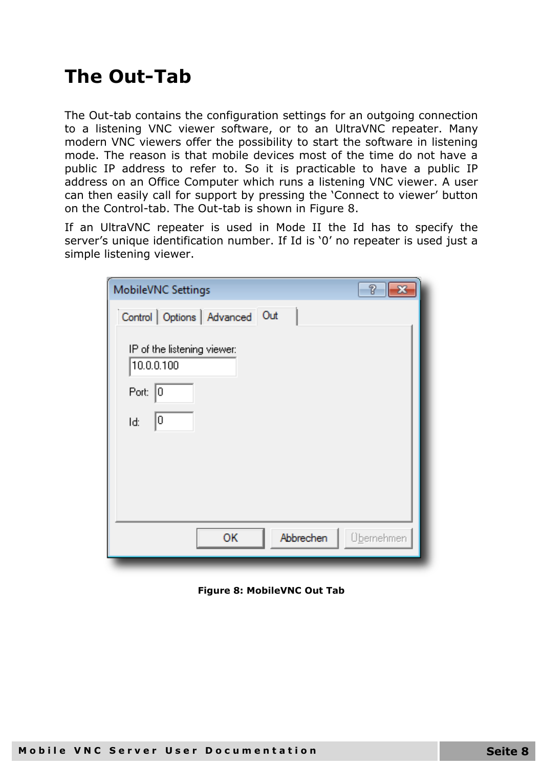# The Out-Tab

The Out-tab contains the configuration settings for an outgoing connection to a listening VNC viewer software, or to an UltraVNC repeater. Many modern VNC viewers offer the possibility to start the software in listening mode. The reason is that mobile devices most of the time do not have a public IP address to refer to. So it is practicable to have a public IP address on an Office Computer which runs a listening VNC viewer. A user can then easily call for support by pressing the 'Connect to viewer' button on the Control-tab. The Out-tab is shown in Figure 8.

If an UltraVNC repeater is used in Mode II the Id has to specify the server's unique identification number. If Id is '0' no repeater is used just a simple listening viewer.

**Figure 8: MobileVNC Out Tab**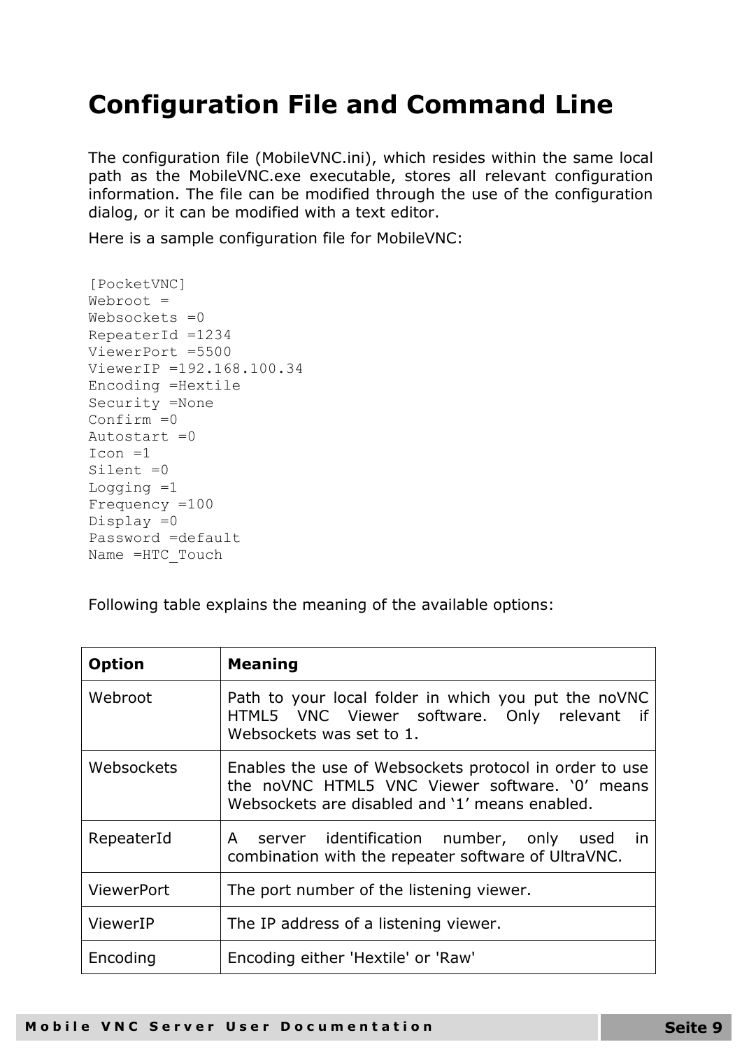# Configuration File and Command Line

The configuration file (MobileVNC.ini), which resides within the same local path as the MobileVNC.exe executable, stores all relevant configuration information. The file can be modified through the use of the configuration dialog, or it can be modified with a text editor.

Here is a sample configuration file for MobileVNC:

```
[PocketVNC]
Webroot =
Websockets =0
RepeaterId =1234
ViewerPort =5500
ViewerIP =192.168.100.34
Encoding =Hextile
Security =None
Confirm =0
Autostart =0
Icon =1
Silent =0
Logging =1
Frequency =100
Display =0
Password =default
Name =HTC_Touch
```

Following table explains the meaning of the available options:

| Option | Meaning |
|---|---|
| Webroot | Path to your local folder in which you put the noVNC HTML5 VNC Viewer software. Only relevant if Websockets was set to 1. |
| Websockets | Enables the use of Websockets protocol in order to use the noVNC HTML5 VNC Viewer software. '0' means Websockets are disabled and '1' means enabled. |
| RepeaterId | A server identification number, only used in combination with the repeater software of UltraVNC. |
| ViewerPort | The port number of the listening viewer. |
| ViewerIP | The IP address of a listening viewer. |
| Encoding | Encoding either 'Hextile' or 'Raw' |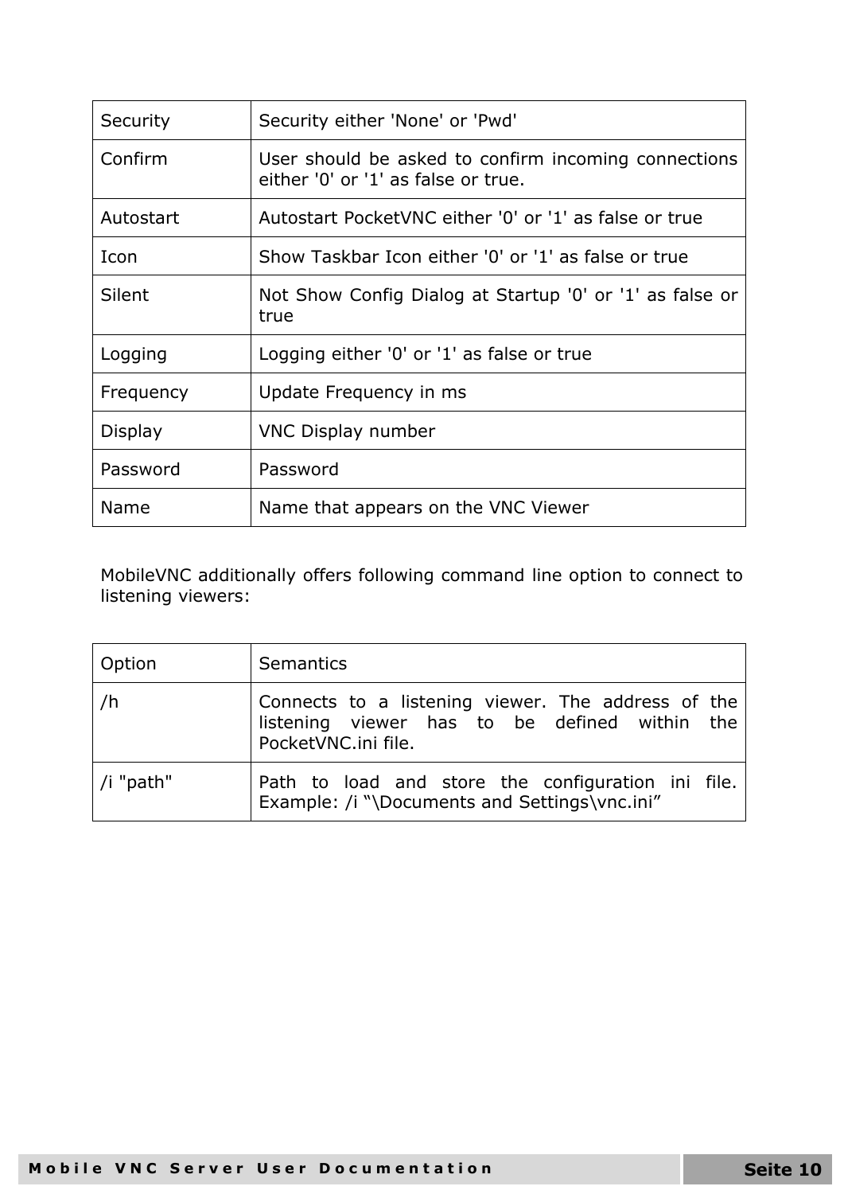| | |
|---|---|
| Security | Security either 'None' or 'Pwd' |
| Confirm | User should be asked to confirm incoming connections either '0' or '1' as false or true. |
| Autostart | Autostart PocketVNC either '0' or '1' as false or true |
| Icon | Show Taskbar Icon either '0' or '1' as false or true |
| Silent | Not Show Config Dialog at Startup '0' or '1' as false or true |
| Logging | Logging either '0' or '1' as false or true |
| Frequency | Update Frequency in ms |
| Display | VNC Display number |
| Password | Password |
| Name | Name that appears on the VNC Viewer |

MobileVNC additionally offers following command line option to connect to listening viewers:

| Option | Semantics |
|---|---|
| /h | Connects to a listening viewer. The address of the listening viewer has to be defined within the PocketVNC.ini file. |
| /i "path" | Path to load and store the configuration ini file. Example: /i "\Documents and Settings\vnc.ini" |